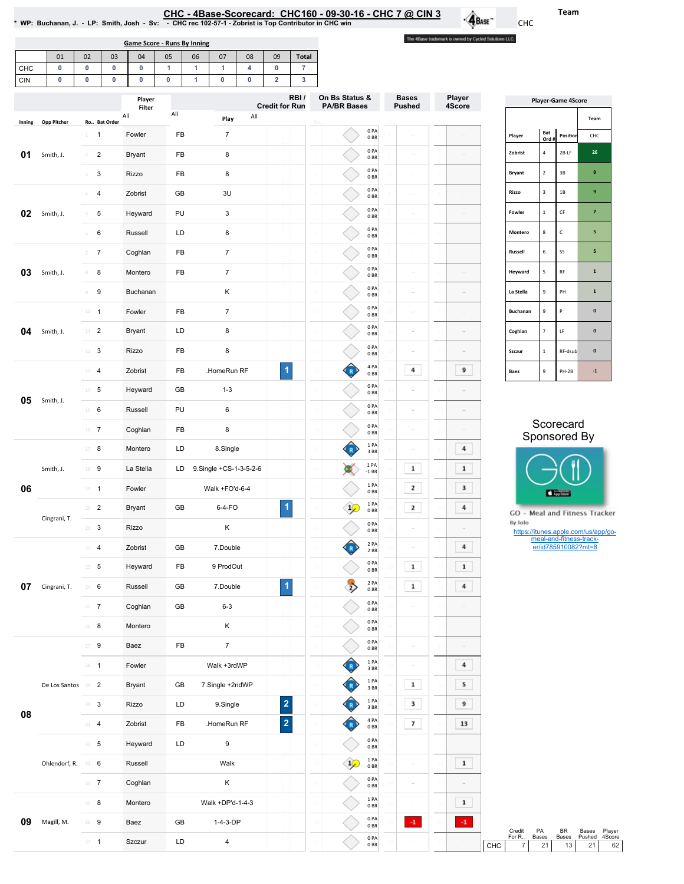# CHC - 4Base-Scorecard: CHC160 - 09-30-16 - CHC 7 @ CIN 3

* WP: Buchanan, J. - LP: Smith, Josh - Sv: - CHC rec 102-57-1 - Zobrist is Top Contributor in CHC win

Team: CHC

The 4Base trademark is owned by Cycled Solutions LLC

**Game Score - Runs By Inning**

| | 01 | 02 | 03 | 04 | 05 | 06 | 07 | 08 | 09 | Total |
|---|---|---|---|---|---|---|---|---|---|---|
| CHC | 0 | 0 | 0 | 0 | 1 | 1 | 1 | 4 | 0 | 7 |
| CIN | 0 | 0 | 0 | 0 | 0 | 1 | 0 | 0 | 2 | 3 |

| Inning | Opp Pitcher | Ro.. | Bat Order | Player | | Play | RBI / Credit for Run | On Bs Status & PA/BR Bases | Bases Pushed | Player 4Score |
|---|---|---|---|---|---|---|---|---|---|---|
| 01 | Smith, J. | 1 | 1 | Fowler | FB | 7 | | 0 PA 0 BR | | |
| | | 2 | 2 | Bryant | FB | 8 | | 0 PA 0 BR | | |
| | | 3 | 3 | Rizzo | FB | 8 | | 0 PA 0 BR | | |
| 02 | Smith, J. | 4 | 4 | Zobrist | GB | 3U | | 0 PA 0 BR | | |
| | | 5 | 5 | Heyward | PU | 3 | | 0 PA 0 BR | | |
| | | 6 | 6 | Russell | LD | 8 | | 0 PA 0 BR | | |
| 03 | Smith, J. | 7 | 7 | Coghlan | FB | 7 | | 0 PA 0 BR | | |
| | | 8 | 8 | Montero | FB | 7 | | 0 PA 0 BR | | |
| | | 9 | 9 | Buchanan | | K | | 0 PA 0 BR | | |
| 04 | Smith, J. | 10 | 1 | Fowler | FB | 7 | | 0 PA 0 BR | | |
| | | 11 | 2 | Bryant | LD | 8 | | 0 PA 0 BR | | |
| | | 12 | 3 | Rizzo | FB | 8 | | 0 PA 0 BR | | |
| 05 | Smith, J. | 13 | 4 | Zobrist | FB | .HomeRun RF | 1 | 4 PA 0 BR | 4 | 9 |
| | | 14 | 5 | Heyward | GB | 1-3 | | 0 PA 0 BR | | |
| | | 15 | 6 | Russell | PU | 6 | | 0 PA 0 BR | | |
| | | 16 | 7 | Coghlan | FB | 8 | | 0 PA 0 BR | | |
| 06 | Smith, J. | 17 | 8 | Montero | LD | 8.Single | | 1 PA 3 BR | | 4 |
| | | 18 | 9 | La Stella | LD | 9.Single +CS-1-3-5-2-6 | | 1 PA -1 BR | 1 | 1 |
| | | 19 | 1 | Fowler | | Walk +FO'd-6-4 | | 1 PA 0 BR | 2 | 3 |
| | Cingrani, T. | 20 | 2 | Bryant | GB | 6-4-FO | 1 | 1 PA 0 BR | 2 | 4 |
| | | 21 | 3 | Rizzo | | K | | 0 PA 0 BR | | |
| 07 | Cingrani, T. | 22 | 4 | Zobrist | GB | 7.Double | | 2 PA 2 BR | | 4 |
| | | 23 | 5 | Heyward | FB | 9 ProdOut | | 0 PA 0 BR | 1 | 1 |
| | | 24 | 6 | Russell | GB | 7.Double | 1 | 2 PA 0 BR | 1 | 4 |
| | | 25 | 7 | Coghlan | GB | 6-3 | | 0 PA 0 BR | | |
| | | 26 | 8 | Montero | | K | | 0 PA 0 BR | | |
| 08 | | 27 | 9 | Baez | FB | 7 | | 0 PA 0 BR | | |
| | De Los Santos | 28 | 1 | Fowler | | Walk +3rdWP | | 1 PA 3 BR | | 4 |
| | | 29 | 2 | Bryant | GB | 7.Single +2ndWP | | 1 PA 3 BR | 1 | 5 |
| | | 30 | 3 | Rizzo | LD | 9.Single | 2 | 1 PA 3 BR | 3 | 9 |
| | | 31 | 4 | Zobrist | FB | .HomeRun RF | 2 | 4 PA 0 BR | 7 | 13 |
| | Ohlendorf, R. | 32 | 5 | Heyward | LD | 9 | | 0 PA 0 BR | | |
| | | 33 | 6 | Russell | | Walk | | 1 PA 0 BR | | 1 |
| | | 34 | 7 | Coghlan | | K | | 0 PA 0 BR | | |
| 09 | Magill, M. | 35 | 8 | Montero | | Walk +DP'd-1-4-3 | | 1 PA 0 BR | | 1 |
| | | 36 | 9 | Baez | GB | 1-4-3-DP | | 0 PA 0 BR | -1 | -1 |
| | | 37 | 1 | Szczur | LD | 4 | | 0 PA 0 BR | | |

**Player-Game 4Score**

| Player | Bat Ord # | Position | CHC |
|---|---|---|---|
| Zobrist | 4 | 2B-LF | 26 |
| Bryant | 2 | 3B | 9 |
| Rizzo | 3 | 1B | 9 |
| Fowler | 1 | CF | 7 |
| Montero | 8 | C | 5 |
| Russell | 6 | SS | 5 |
| Heyward | 5 | RF | 1 |
| La Stella | 9 | PH | 1 |
| Buchanan | 9 | P | 0 |
| Coghlan | 7 | LF | 0 |
| Szczur | 1 | RF-dsub | 0 |
| Baez | 9 | PH-2B | -1 |

Scorecard Sponsored By

GO - Meal and Fitness Tracker
By Iolo
https://itunes.apple.com/us/app/go-meal-and-fitness-track-er/id785910082?mt=8

| | Credit For R.. | PA Bases | BR Bases | Bases Pushed | Player 4Score |
|---|---|---|---|---|---|
| CHC | 7 | 21 | 13 | 21 | 62 |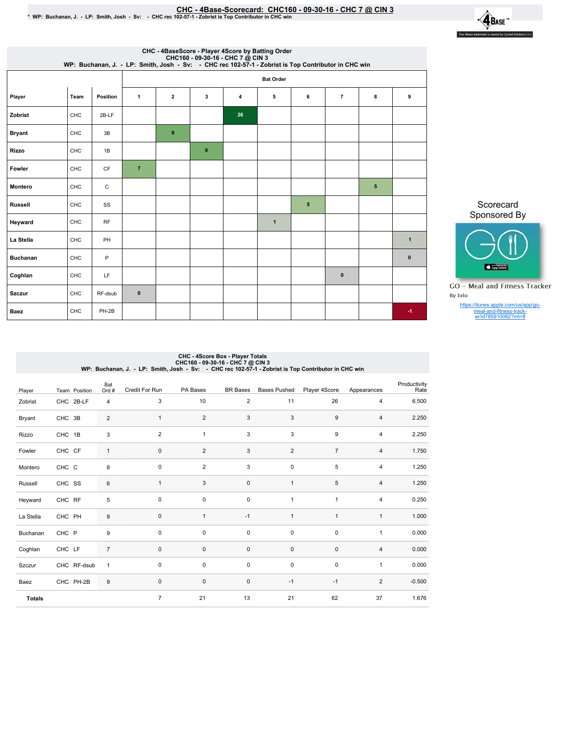# CHC - 4Base-Scorecard: CHC160 - 09-30-16 - CHC 7 @ CIN 3

\* WP: Buchanan, J. - LP: Smith, Josh - Sv: - CHC rec 102-57-1 - Zobrist is Top Contributor in CHC win

The 4Base trademark is owned by Cycled Solutions LLC.

## CHC - 4BaseScore - Player 4Score by Batting Order

CHC160 - 09-30-16 - CHC 7 @ CIN 3
WP: Buchanan, J. - LP: Smith, Josh - Sv: - CHC rec 102-57-1 - Zobrist is Top Contributor in CHC win

| Player | Team | Position | Bat Order 1 | 2 | 3 | 4 | 5 | 6 | 7 | 8 | 9 |
|---|---|---|---|---|---|---|---|---|---|---|---|
| Zobrist | CHC | 2B-LF | | | | 26 | | | | | |
| Bryant | CHC | 3B | | 9 | | | | | | | |
| Rizzo | CHC | 1B | | | 9 | | | | | | |
| Fowler | CHC | CF | 7 | | | | | | | | |
| Montero | CHC | C | | | | | | | | 5 | |
| Russell | CHC | SS | | | | | | 5 | | | |
| Heyward | CHC | RF | | | | | 1 | | | | |
| La Stella | CHC | PH | | | | | | | | | 1 |
| Buchanan | CHC | P | | | | | | | | | 0 |
| Coghlan | CHC | LF | | | | | | | 0 | | |
| Szczur | CHC | RF-dsub | 0 | | | | | | | | |
| Baez | CHC | PH-2B | | | | | | | | | -1 |

Scorecard Sponsored By

GO - Meal and Fitness Tracker
By Iolo

https://itunes.apple.com/us/app/go-meal-and-fitness-track-er/id785910082?mt=8

## CHC - 4Score Box - Player Totals

CHC160 - 09-30-16 - CHC 7 @ CIN 3
WP: Buchanan, J. - LP: Smith, Josh - Sv: - CHC rec 102-57-1 - Zobrist is Top Contributor in CHC win

| Player | Team | Position | Bat Ord # | Credit For Run | PA Bases | BR Bases | Bases Pushed | Player 4Score | Appearances | Productivity Rate |
|---|---|---|---|---|---|---|---|---|---|---|
| Zobrist | CHC | 2B-LF | 4 | 3 | 10 | 2 | 11 | 26 | 4 | 6.500 |
| Bryant | CHC | 3B | 2 | 1 | 2 | 3 | 3 | 9 | 4 | 2.250 |
| Rizzo | CHC | 1B | 3 | 2 | 1 | 3 | 3 | 9 | 4 | 2.250 |
| Fowler | CHC | CF | 1 | 0 | 2 | 3 | 2 | 7 | 4 | 1.750 |
| Montero | CHC | C | 8 | 0 | 2 | 3 | 0 | 5 | 4 | 1.250 |
| Russell | CHC | SS | 6 | 1 | 3 | 0 | 1 | 5 | 4 | 1.250 |
| Heyward | CHC | RF | 5 | 0 | 0 | 0 | 1 | 1 | 4 | 0.250 |
| La Stella | CHC | PH | 9 | 0 | 1 | -1 | 1 | 1 | 1 | 1.000 |
| Buchanan | CHC | P | 9 | 0 | 0 | 0 | 0 | 0 | 1 | 0.000 |
| Coghlan | CHC | LF | 7 | 0 | 0 | 0 | 0 | 0 | 4 | 0.000 |
| Szczur | CHC | RF-dsub | 1 | 0 | 0 | 0 | 0 | 0 | 1 | 0.000 |
| Baez | CHC | PH-2B | 9 | 0 | 0 | 0 | -1 | -1 | 2 | -0.500 |
| **Totals** | | | | 7 | 21 | 13 | 21 | 62 | 37 | 1.676 |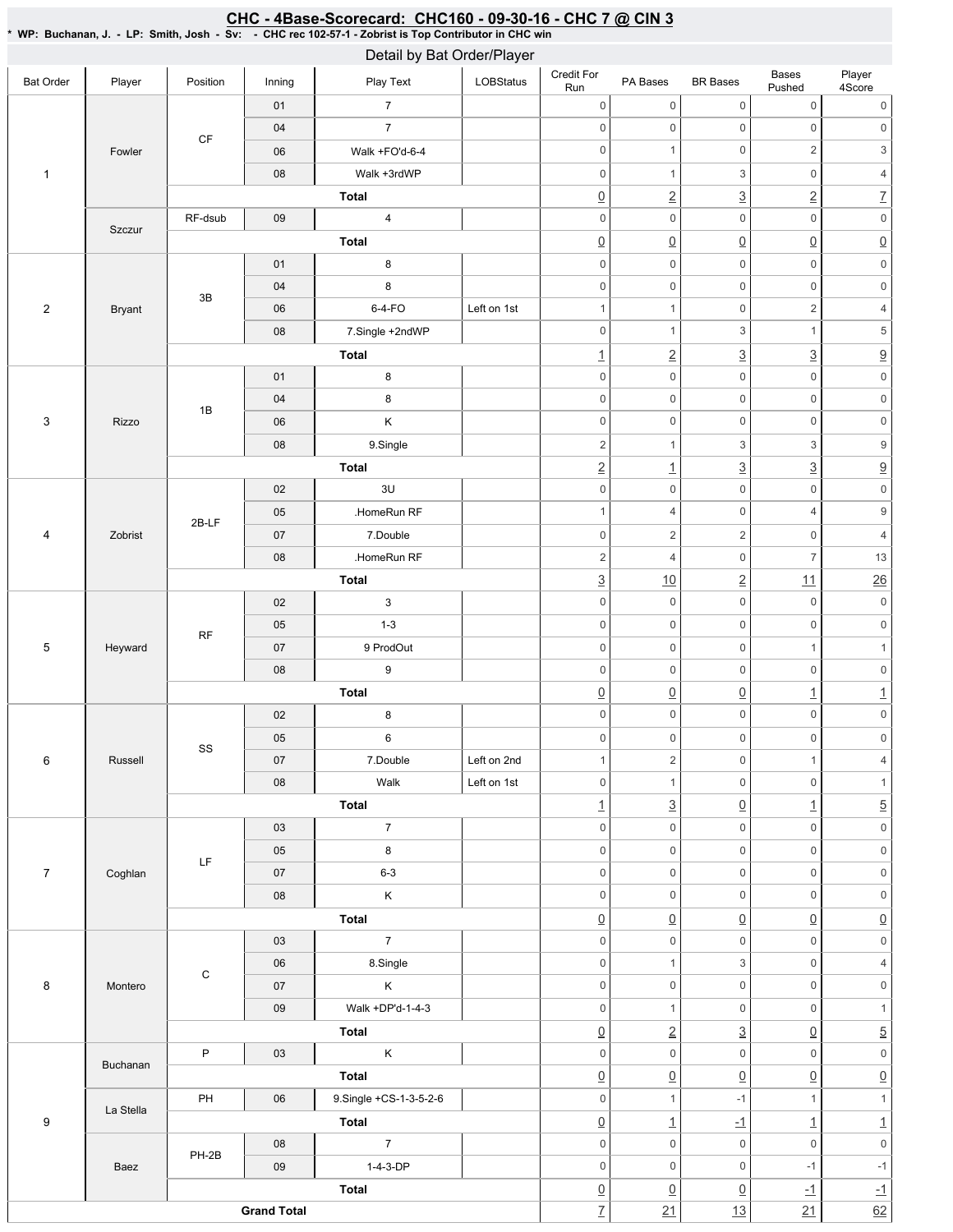# CHC - 4Base-Scorecard: CHC160 - 09-30-16 - CHC 7 @ CIN 3

\* WP: Buchanan, J. - LP: Smith, Josh - Sv: - CHC rec 102-57-1 - Zobrist is Top Contributor in CHC win

## Detail by Bat Order/Player

| Bat Order | Player | Position | Inning | Play Text | LOBStatus | Credit For Run | PA Bases | BR Bases | Bases Pushed | Player 4Score |
|---|---|---|---|---|---|---|---|---|---|---|
| 1 | Fowler | CF | 01 | 7 | | 0 | 0 | 0 | 0 | 0 |
| | | | 04 | 7 | | 0 | 0 | 0 | 0 | 0 |
| | | | 06 | Walk +FO'd-6-4 | | 0 | 1 | 0 | 2 | 3 |
| | | | 08 | Walk +3rdWP | | 0 | 1 | 3 | 0 | 4 |
| | | | | **Total** | | 0 | 2 | 3 | 2 | 7 |
| | Szczur | RF-dsub | 09 | 4 | | 0 | 0 | 0 | 0 | 0 |
| | | | | **Total** | | 0 | 0 | 0 | 0 | 0 |
| 2 | Bryant | 3B | 01 | 8 | | 0 | 0 | 0 | 0 | 0 |
| | | | 04 | 8 | | 0 | 0 | 0 | 0 | 0 |
| | | | 06 | 6-4-FO | Left on 1st | 1 | 1 | 0 | 2 | 4 |
| | | | 08 | 7.Single +2ndWP | | 0 | 1 | 3 | 1 | 5 |
| | | | | **Total** | | 1 | 2 | 3 | 3 | 9 |
| 3 | Rizzo | 1B | 01 | 8 | | 0 | 0 | 0 | 0 | 0 |
| | | | 04 | 8 | | 0 | 0 | 0 | 0 | 0 |
| | | | 06 | K | | 0 | 0 | 0 | 0 | 0 |
| | | | 08 | 9.Single | | 2 | 1 | 3 | 3 | 9 |
| | | | | **Total** | | 2 | 1 | 3 | 3 | 9 |
| 4 | Zobrist | 2B-LF | 02 | 3U | | 0 | 0 | 0 | 0 | 0 |
| | | | 05 | .HomeRun RF | | 1 | 4 | 0 | 4 | 9 |
| | | | 07 | 7.Double | | 0 | 2 | 2 | 0 | 4 |
| | | | 08 | .HomeRun RF | | 2 | 4 | 0 | 7 | 13 |
| | | | | **Total** | | 3 | 10 | 2 | 11 | 26 |
| 5 | Heyward | RF | 02 | 3 | | 0 | 0 | 0 | 0 | 0 |
| | | | 05 | 1-3 | | 0 | 0 | 0 | 0 | 0 |
| | | | 07 | 9 ProdOut | | 0 | 0 | 0 | 1 | 1 |
| | | | 08 | 9 | | 0 | 0 | 0 | 0 | 0 |
| | | | | **Total** | | 0 | 0 | 0 | 1 | 1 |
| 6 | Russell | SS | 02 | 8 | | 0 | 0 | 0 | 0 | 0 |
| | | | 05 | 6 | | 0 | 0 | 0 | 0 | 0 |
| | | | 07 | 7.Double | Left on 2nd | 1 | 2 | 0 | 1 | 4 |
| | | | 08 | Walk | Left on 1st | 0 | 1 | 0 | 0 | 1 |
| | | | | **Total** | | 1 | 3 | 0 | 1 | 5 |
| 7 | Coghlan | LF | 03 | 7 | | 0 | 0 | 0 | 0 | 0 |
| | | | 05 | 8 | | 0 | 0 | 0 | 0 | 0 |
| | | | 07 | 6-3 | | 0 | 0 | 0 | 0 | 0 |
| | | | 08 | K | | 0 | 0 | 0 | 0 | 0 |
| | | | | **Total** | | 0 | 0 | 0 | 0 | 0 |
| 8 | Montero | C | 03 | 7 | | 0 | 0 | 0 | 0 | 0 |
| | | | 06 | 8.Single | | 0 | 1 | 3 | 0 | 4 |
| | | | 07 | K | | 0 | 0 | 0 | 0 | 0 |
| | | | 09 | Walk +DP'd-1-4-3 | | 0 | 1 | 0 | 0 | 1 |
| | | | | **Total** | | 0 | 2 | 3 | 0 | 5 |
| 9 | Buchanan | P | 03 | K | | 0 | 0 | 0 | 0 | 0 |
| | | | | **Total** | | 0 | 0 | 0 | 0 | 0 |
| | La Stella | PH | 06 | 9.Single +CS-1-3-5-2-6 | | 0 | 1 | -1 | 1 | 1 |
| | | | | **Total** | | 0 | 1 | -1 | 1 | 1 |
| | Baez | PH-2B | 08 | 7 | | 0 | 0 | 0 | 0 | 0 |
| | | | 09 | 1-4-3-DP | | 0 | 0 | 0 | -1 | -1 |
| | | | | **Total** | | 0 | 0 | 0 | -1 | -1 |
| **Grand Total** | | | | | | 7 | 21 | 13 | 21 | 62 |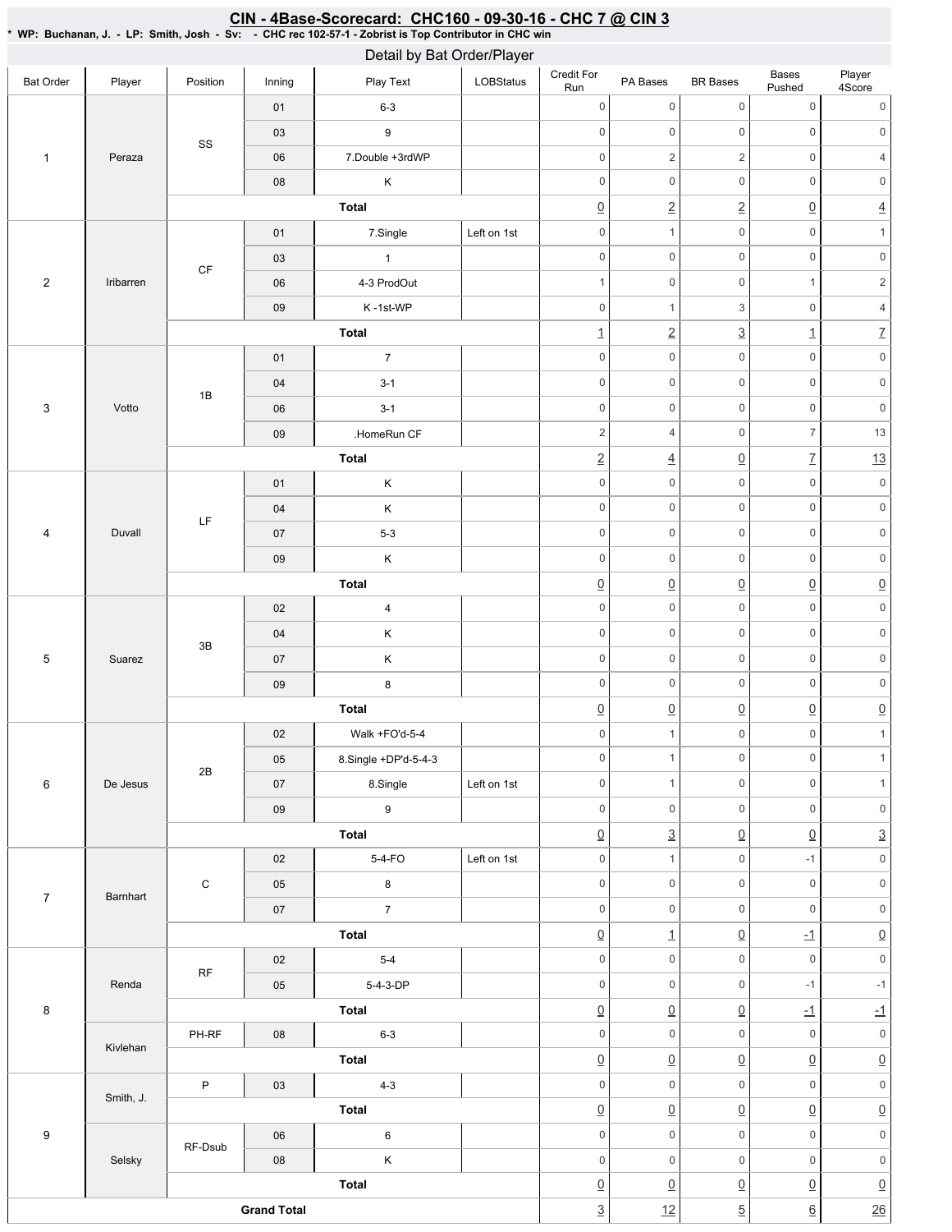# CIN - 4Base-Scorecard: CHC160 - 09-30-16 - CHC 7 @ CIN 3

\* WP: Buchanan, J. - LP: Smith, Josh - Sv: - CHC rec 102-57-1 - Zobrist is Top Contributor in CHC win

## Detail by Bat Order/Player

| Bat Order | Player | Position | Inning | Play Text | LOBStatus | Credit For Run | PA Bases | BR Bases | Bases Pushed | Player 4Score |
|---|---|---|---|---|---|---|---|---|---|---|
| 1 | Peraza | SS | 01 | 6-3 | | 0 | 0 | 0 | 0 | 0 |
| | | | 03 | 9 | | 0 | 0 | 0 | 0 | 0 |
| | | | 06 | 7.Double +3rdWP | | 0 | 2 | 2 | 0 | 4 |
| | | | 08 | K | | 0 | 0 | 0 | 0 | 0 |
| | | | | Total | | 0 | 2 | 2 | 0 | 4 |
| 2 | Iribarren | CF | 01 | 7.Single | Left on 1st | 0 | 1 | 0 | 0 | 1 |
| | | | 03 | 1 | | 0 | 0 | 0 | 0 | 0 |
| | | | 06 | 4-3 ProdOut | | 1 | 0 | 0 | 1 | 2 |
| | | | 09 | K -1st-WP | | 0 | 1 | 3 | 0 | 4 |
| | | | | Total | | 1 | 2 | 3 | 1 | 7 |
| 3 | Votto | 1B | 01 | 7 | | 0 | 0 | 0 | 0 | 0 |
| | | | 04 | 3-1 | | 0 | 0 | 0 | 0 | 0 |
| | | | 06 | 3-1 | | 0 | 0 | 0 | 0 | 0 |
| | | | 09 | .HomeRun CF | | 2 | 4 | 0 | 7 | 13 |
| | | | | Total | | 2 | 4 | 0 | 7 | 13 |
| 4 | Duvall | LF | 01 | K | | 0 | 0 | 0 | 0 | 0 |
| | | | 04 | K | | 0 | 0 | 0 | 0 | 0 |
| | | | 07 | 5-3 | | 0 | 0 | 0 | 0 | 0 |
| | | | 09 | K | | 0 | 0 | 0 | 0 | 0 |
| | | | | Total | | 0 | 0 | 0 | 0 | 0 |
| 5 | Suarez | 3B | 02 | 4 | | 0 | 0 | 0 | 0 | 0 |
| | | | 04 | K | | 0 | 0 | 0 | 0 | 0 |
| | | | 07 | K | | 0 | 0 | 0 | 0 | 0 |
| | | | 09 | 8 | | 0 | 0 | 0 | 0 | 0 |
| | | | | Total | | 0 | 0 | 0 | 0 | 0 |
| 6 | De Jesus | 2B | 02 | Walk +FO'd-5-4 | | 0 | 1 | 0 | 0 | 1 |
| | | | 05 | 8.Single +DP'd-5-4-3 | | 0 | 1 | 0 | 0 | 1 |
| | | | 07 | 8.Single | Left on 1st | 0 | 1 | 0 | 0 | 1 |
| | | | 09 | 9 | | 0 | 0 | 0 | 0 | 0 |
| | | | | Total | | 0 | 3 | 0 | 0 | 3 |
| 7 | Barnhart | C | 02 | 5-4-FO | Left on 1st | 0 | 1 | 0 | -1 | 0 |
| | | | 05 | 8 | | 0 | 0 | 0 | 0 | 0 |
| | | | 07 | 7 | | 0 | 0 | 0 | 0 | 0 |
| | | | | Total | | 0 | 1 | 0 | -1 | 0 |
| 8 | Renda | RF | 02 | 5-4 | | 0 | 0 | 0 | 0 | 0 |
| | | | 05 | 5-4-3-DP | | 0 | 0 | 0 | -1 | -1 |
| | | | | Total | | 0 | 0 | 0 | -1 | -1 |
| | Kivlehan | PH-RF | 08 | 6-3 | | 0 | 0 | 0 | 0 | 0 |
| | | | | Total | | 0 | 0 | 0 | 0 | 0 |
| 9 | Smith, J. | P | 03 | 4-3 | | 0 | 0 | 0 | 0 | 0 |
| | | | | Total | | 0 | 0 | 0 | 0 | 0 |
| | Selsky | RF-Dsub | 06 | 6 | | 0 | 0 | 0 | 0 | 0 |
| | | | 08 | K | | 0 | 0 | 0 | 0 | 0 |
| | | | | Total | | 0 | 0 | 0 | 0 | 0 |
| Grand Total | | | | | | 3 | 12 | 5 | 6 | 26 |